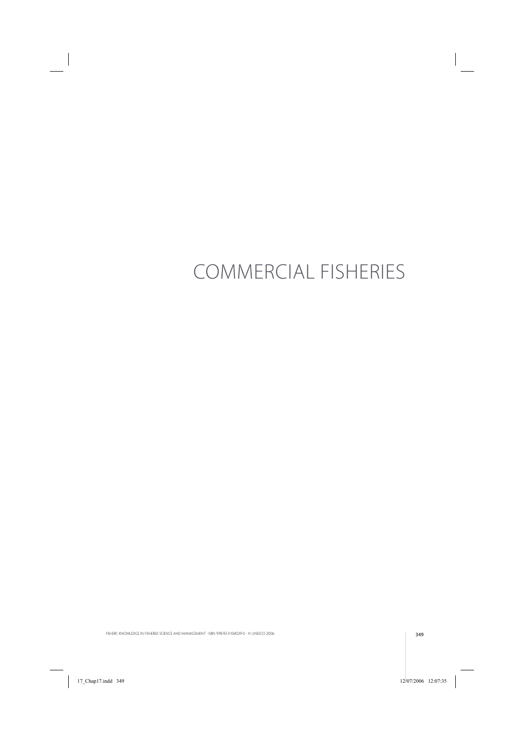# COMMERCIAL FISHERIES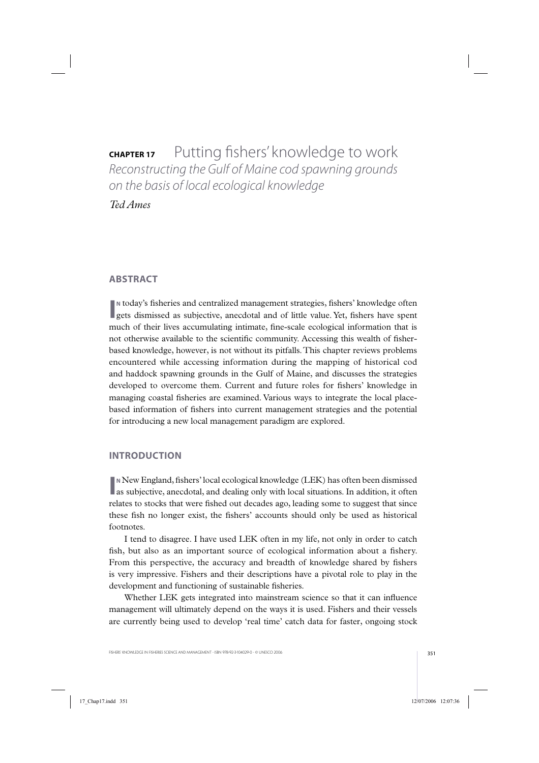# CHAPTER 17 Putting fishers' knowledge to work

## *Reconstructing the Gulf of Maine cod spawning grounds on the basis of local ecological knowledge*

*Ted Ames*

## ABSTRACT

In today's fisheries and centralized management strategies, fishers' knowledge often gets dismissed as subjective, anecdotal and of little value. Yet, fishers have spent much of their lives accumulating intimate, fine-scale ecological information that is not otherwise available to the scientific community. Accessing this wealth of fisher-based knowledge, however, is not without its pitfalls. This chapter reviews problems encountered while accessing information during the mapping of historical cod and haddock spawning grounds in the Gulf of Maine, and discusses the strategies developed to overcome them. Current and future roles for fishers' knowledge in managing coastal fisheries are examined. Various ways to integrate the local place-based information of fishers into current management strategies and the potential for introducing a new local management paradigm are explored.

## INTRODUCTION

In New England, fishers' local ecological knowledge (LEK) has often been dismissed as subjective, anecdotal, and dealing only with local situations. In addition, it often relates to stocks that were fished out decades ago, leading some to suggest that since these fish no longer exist, the fishers' accounts should only be used as historical footnotes.

I tend to disagree. I have used LEK often in my life, not only in order to catch fish, but also as an important source of ecological information about a fishery. From this perspective, the accuracy and breadth of knowledge shared by fishers is very impressive. Fishers and their descriptions have a pivotal role to play in the development and functioning of sustainable fisheries.

Whether LEK gets integrated into mainstream science so that it can influence management will ultimately depend on the ways it is used. Fishers and their vessels are currently being used to develop 'real time' catch data for faster, ongoing stock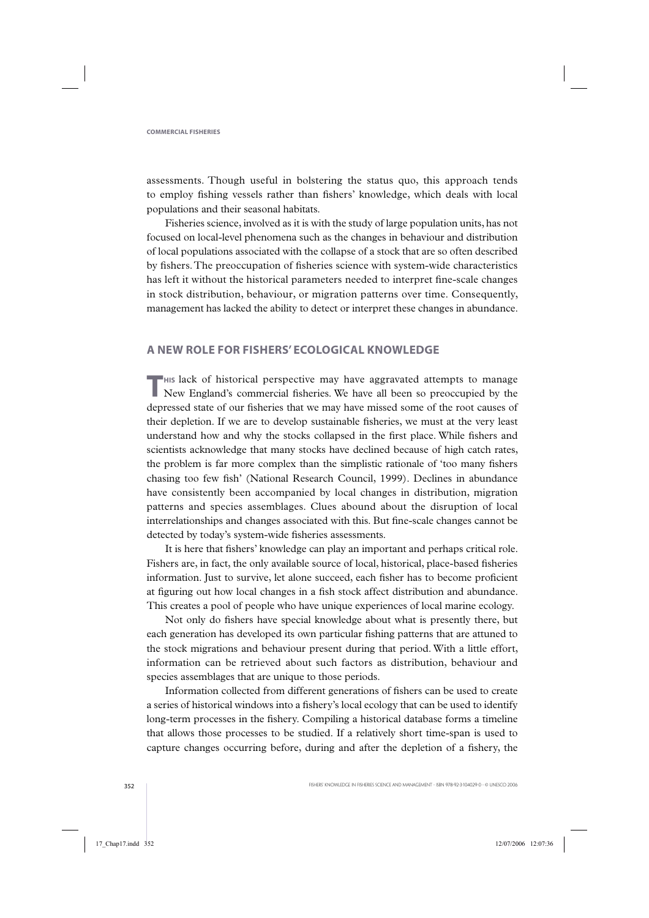assessments. Though useful in bolstering the status quo, this approach tends to employ fishing vessels rather than fishers' knowledge, which deals with local populations and their seasonal habitats.

Fisheries science, involved as it is with the study of large population units, has not focused on local-level phenomena such as the changes in behaviour and distribution of local populations associated with the collapse of a stock that are so often described by fishers. The preoccupation of fisheries science with system-wide characteristics has left it without the historical parameters needed to interpret fine-scale changes in stock distribution, behaviour, or migration patterns over time. Consequently, management has lacked the ability to detect or interpret these changes in abundance.

## A NEW ROLE FOR FISHERS' ECOLOGICAL KNOWLEDGE

This lack of historical perspective may have aggravated attempts to manage New England's commercial fisheries. We have all been so preoccupied by the depressed state of our fisheries that we may have missed some of the root causes of their depletion. If we are to develop sustainable fisheries, we must at the very least understand how and why the stocks collapsed in the first place. While fishers and scientists acknowledge that many stocks have declined because of high catch rates, the problem is far more complex than the simplistic rationale of 'too many fishers chasing too few fish' (National Research Council, 1999). Declines in abundance have consistently been accompanied by local changes in distribution, migration patterns and species assemblages. Clues abound about the disruption of local interrelationships and changes associated with this. But fine-scale changes cannot be detected by today's system-wide fisheries assessments.

It is here that fishers' knowledge can play an important and perhaps critical role. Fishers are, in fact, the only available source of local, historical, place-based fisheries information. Just to survive, let alone succeed, each fisher has to become proficient at figuring out how local changes in a fish stock affect distribution and abundance. This creates a pool of people who have unique experiences of local marine ecology.

Not only do fishers have special knowledge about what is presently there, but each generation has developed its own particular fishing patterns that are attuned to the stock migrations and behaviour present during that period. With a little effort, information can be retrieved about such factors as distribution, behaviour and species assemblages that are unique to those periods.

Information collected from different generations of fishers can be used to create a series of historical windows into a fishery's local ecology that can be used to identify long-term processes in the fishery. Compiling a historical database forms a timeline that allows those processes to be studied. If a relatively short time-span is used to capture changes occurring before, during and after the depletion of a fishery, the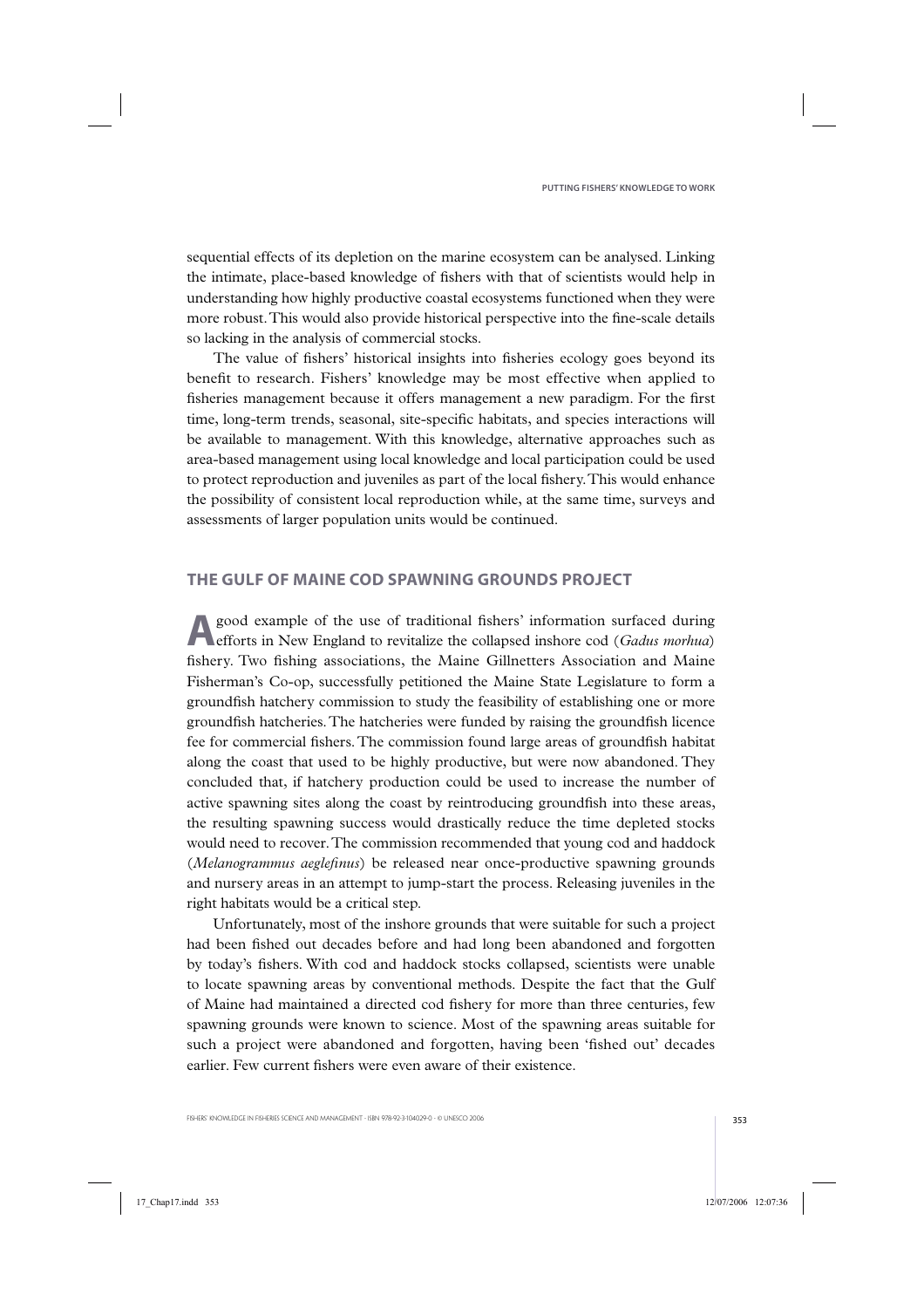sequential effects of its depletion on the marine ecosystem can be analysed. Linking the intimate, place-based knowledge of fishers with that of scientists would help in understanding how highly productive coastal ecosystems functioned when they were more robust. This would also provide historical perspective into the fine-scale details so lacking in the analysis of commercial stocks.

The value of fishers' historical insights into fisheries ecology goes beyond its benefit to research. Fishers' knowledge may be most effective when applied to fisheries management because it offers management a new paradigm. For the first time, long-term trends, seasonal, site-specific habitats, and species interactions will be available to management. With this knowledge, alternative approaches such as area-based management using local knowledge and local participation could be used to protect reproduction and juveniles as part of the local fishery. This would enhance the possibility of consistent local reproduction while, at the same time, surveys and assessments of larger population units would be continued.

## THE GULF OF MAINE COD SPAWNING GROUNDS PROJECT

A good example of the use of traditional fishers' information surfaced during efforts in New England to revitalize the collapsed inshore cod (*Gadus morhua*) fishery. Two fishing associations, the Maine Gillnetters Association and Maine Fisherman's Co-op, successfully petitioned the Maine State Legislature to form a groundfish hatchery commission to study the feasibility of establishing one or more groundfish hatcheries. The hatcheries were funded by raising the groundfish licence fee for commercial fishers. The commission found large areas of groundfish habitat along the coast that used to be highly productive, but were now abandoned. They concluded that, if hatchery production could be used to increase the number of active spawning sites along the coast by reintroducing groundfish into these areas, the resulting spawning success would drastically reduce the time depleted stocks would need to recover. The commission recommended that young cod and haddock (*Melanogrammus aeglefinus*) be released near once-productive spawning grounds and nursery areas in an attempt to jump-start the process. Releasing juveniles in the right habitats would be a critical step.

Unfortunately, most of the inshore grounds that were suitable for such a project had been fished out decades before and had long been abandoned and forgotten by today's fishers. With cod and haddock stocks collapsed, scientists were unable to locate spawning areas by conventional methods. Despite the fact that the Gulf of Maine had maintained a directed cod fishery for more than three centuries, few spawning grounds were known to science. Most of the spawning areas suitable for such a project were abandoned and forgotten, having been 'fished out' decades earlier. Few current fishers were even aware of their existence.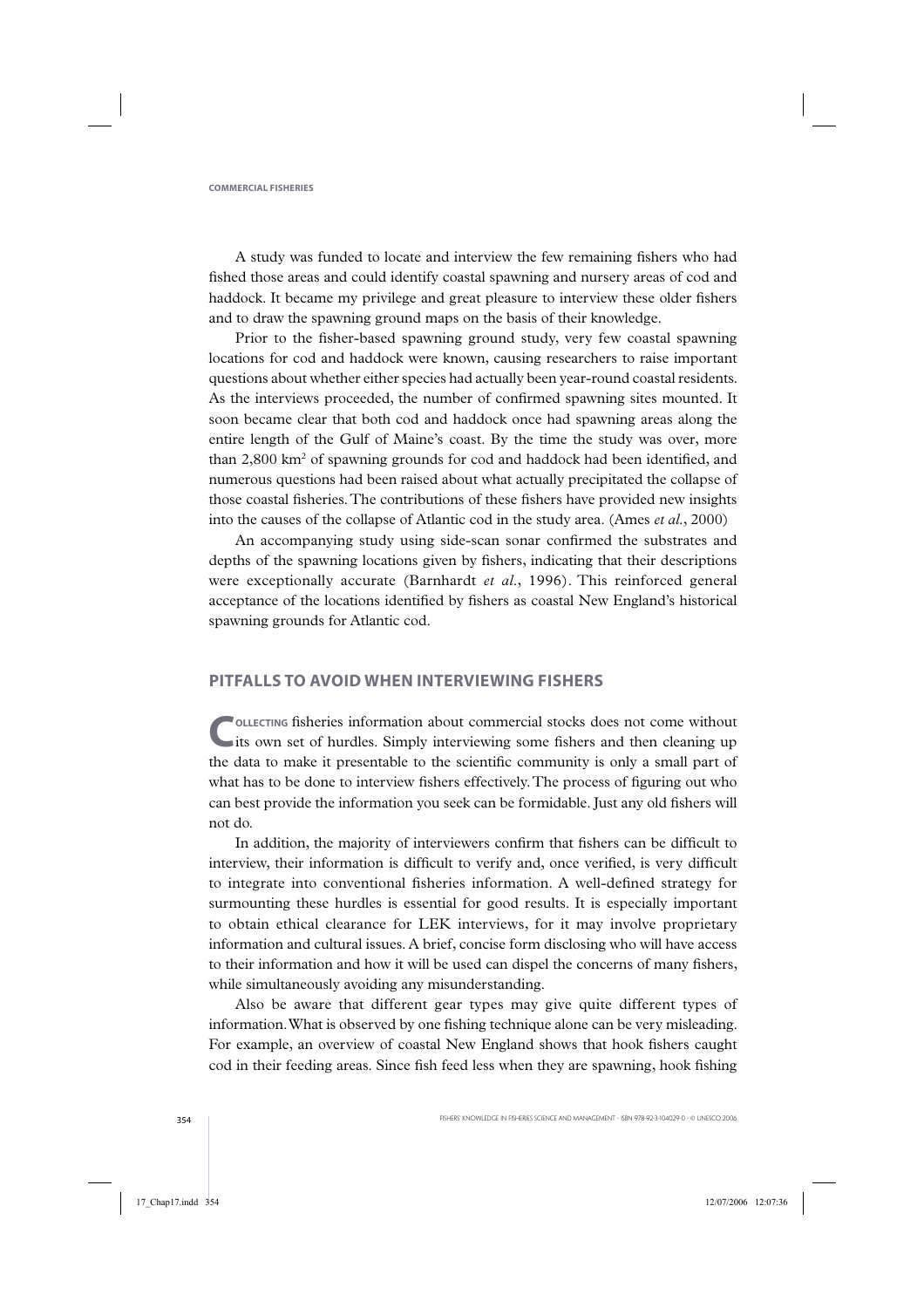A study was funded to locate and interview the few remaining fishers who had fished those areas and could identify coastal spawning and nursery areas of cod and haddock. It became my privilege and great pleasure to interview these older fishers and to draw the spawning ground maps on the basis of their knowledge.

Prior to the fisher-based spawning ground study, very few coastal spawning locations for cod and haddock were known, causing researchers to raise important questions about whether either species had actually been year-round coastal residents. As the interviews proceeded, the number of confirmed spawning sites mounted. It soon became clear that both cod and haddock once had spawning areas along the entire length of the Gulf of Maine's coast. By the time the study was over, more than 2,800 km$^2$ of spawning grounds for cod and haddock had been identified, and numerous questions had been raised about what actually precipitated the collapse of those coastal fisheries. The contributions of these fishers have provided new insights into the causes of the collapse of Atlantic cod in the study area. (Ames *et al.*, 2000)

An accompanying study using side-scan sonar confirmed the substrates and depths of the spawning locations given by fishers, indicating that their descriptions were exceptionally accurate (Barnhardt *et al.*, 1996). This reinforced general acceptance of the locations identified by fishers as coastal New England's historical spawning grounds for Atlantic cod.

## PITFALLS TO AVOID WHEN INTERVIEWING FISHERS

Collecting fisheries information about commercial stocks does not come without its own set of hurdles. Simply interviewing some fishers and then cleaning up the data to make it presentable to the scientific community is only a small part of what has to be done to interview fishers effectively. The process of figuring out who can best provide the information you seek can be formidable. Just any old fishers will not do.

In addition, the majority of interviewers confirm that fishers can be difficult to interview, their information is difficult to verify and, once verified, is very difficult to integrate into conventional fisheries information. A well-defined strategy for surmounting these hurdles is essential for good results. It is especially important to obtain ethical clearance for LEK interviews, for it may involve proprietary information and cultural issues. A brief, concise form disclosing who will have access to their information and how it will be used can dispel the concerns of many fishers, while simultaneously avoiding any misunderstanding.

Also be aware that different gear types may give quite different types of information. What is observed by one fishing technique alone can be very misleading. For example, an overview of coastal New England shows that hook fishers caught cod in their feeding areas. Since fish feed less when they are spawning, hook fishing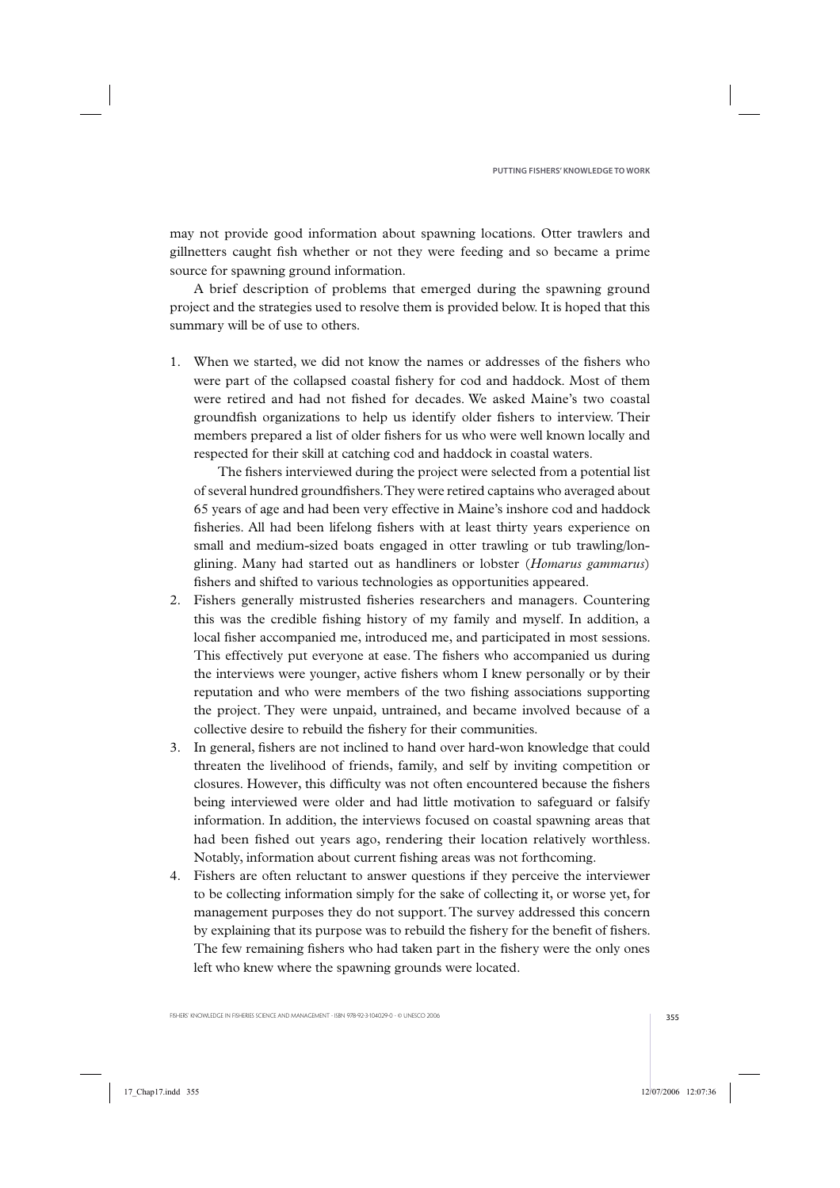may not provide good information about spawning locations. Otter trawlers and gillnetters caught fish whether or not they were feeding and so became a prime source for spawning ground information.

A brief description of problems that emerged during the spawning ground project and the strategies used to resolve them is provided below. It is hoped that this summary will be of use to others.

1. When we started, we did not know the names or addresses of the fishers who were part of the collapsed coastal fishery for cod and haddock. Most of them were retired and had not fished for decades. We asked Maine's two coastal groundfish organizations to help us identify older fishers to interview. Their members prepared a list of older fishers for us who were well known locally and respected for their skill at catching cod and haddock in coastal waters.

   The fishers interviewed during the project were selected from a potential list of several hundred groundfishers. They were retired captains who averaged about 65 years of age and had been very effective in Maine's inshore cod and haddock fisheries. All had been lifelong fishers with at least thirty years experience on small and medium-sized boats engaged in otter trawling or tub trawling/longlining. Many had started out as handliners or lobster (*Homarus gammarus*) fishers and shifted to various technologies as opportunities appeared.
2. Fishers generally mistrusted fisheries researchers and managers. Countering this was the credible fishing history of my family and myself. In addition, a local fisher accompanied me, introduced me, and participated in most sessions. This effectively put everyone at ease. The fishers who accompanied us during the interviews were younger, active fishers whom I knew personally or by their reputation and who were members of the two fishing associations supporting the project. They were unpaid, untrained, and became involved because of a collective desire to rebuild the fishery for their communities.
3. In general, fishers are not inclined to hand over hard-won knowledge that could threaten the livelihood of friends, family, and self by inviting competition or closures. However, this difficulty was not often encountered because the fishers being interviewed were older and had little motivation to safeguard or falsify information. In addition, the interviews focused on coastal spawning areas that had been fished out years ago, rendering their location relatively worthless. Notably, information about current fishing areas was not forthcoming.
4. Fishers are often reluctant to answer questions if they perceive the interviewer to be collecting information simply for the sake of collecting it, or worse yet, for management purposes they do not support. The survey addressed this concern by explaining that its purpose was to rebuild the fishery for the benefit of fishers. The few remaining fishers who had taken part in the fishery were the only ones left who knew where the spawning grounds were located.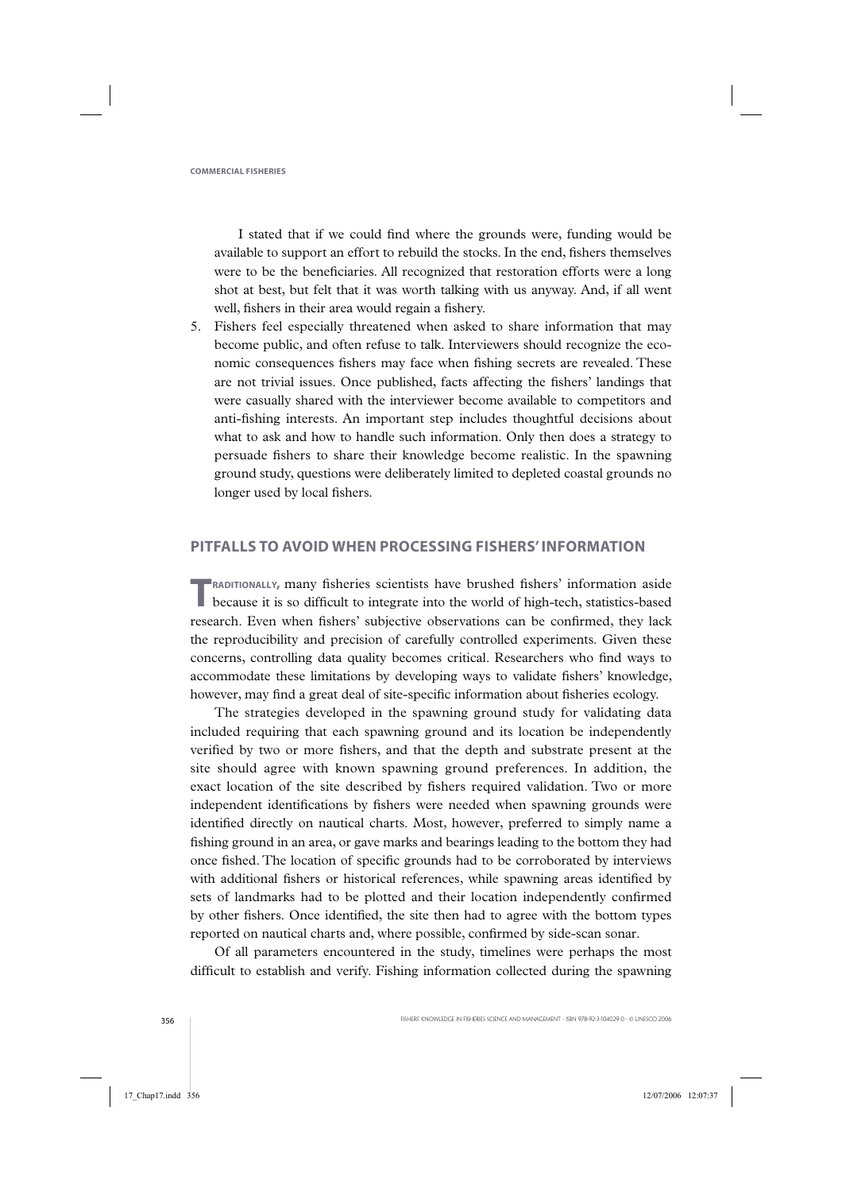I stated that if we could find where the grounds were, funding would be available to support an effort to rebuild the stocks. In the end, fishers themselves were to be the beneficiaries. All recognized that restoration efforts were a long shot at best, but felt that it was worth talking with us anyway. And, if all went well, fishers in their area would regain a fishery.

5. Fishers feel especially threatened when asked to share information that may become public, and often refuse to talk. Interviewers should recognize the economic consequences fishers may face when fishing secrets are revealed. These are not trivial issues. Once published, facts affecting the fishers' landings that were casually shared with the interviewer become available to competitors and anti-fishing interests. An important step includes thoughtful decisions about what to ask and how to handle such information. Only then does a strategy to persuade fishers to share their knowledge become realistic. In the spawning ground study, questions were deliberately limited to depleted coastal grounds no longer used by local fishers.

## PITFALLS TO AVOID WHEN PROCESSING FISHERS' INFORMATION

**TRADITIONALLY,** many fisheries scientists have brushed fishers' information aside because it is so difficult to integrate into the world of high-tech, statistics-based research. Even when fishers' subjective observations can be confirmed, they lack the reproducibility and precision of carefully controlled experiments. Given these concerns, controlling data quality becomes critical. Researchers who find ways to accommodate these limitations by developing ways to validate fishers' knowledge, however, may find a great deal of site-specific information about fisheries ecology.

The strategies developed in the spawning ground study for validating data included requiring that each spawning ground and its location be independently verified by two or more fishers, and that the depth and substrate present at the site should agree with known spawning ground preferences. In addition, the exact location of the site described by fishers required validation. Two or more independent identifications by fishers were needed when spawning grounds were identified directly on nautical charts. Most, however, preferred to simply name a fishing ground in an area, or gave marks and bearings leading to the bottom they had once fished. The location of specific grounds had to be corroborated by interviews with additional fishers or historical references, while spawning areas identified by sets of landmarks had to be plotted and their location independently confirmed by other fishers. Once identified, the site then had to agree with the bottom types reported on nautical charts and, where possible, confirmed by side-scan sonar.

Of all parameters encountered in the study, timelines were perhaps the most difficult to establish and verify. Fishing information collected during the spawning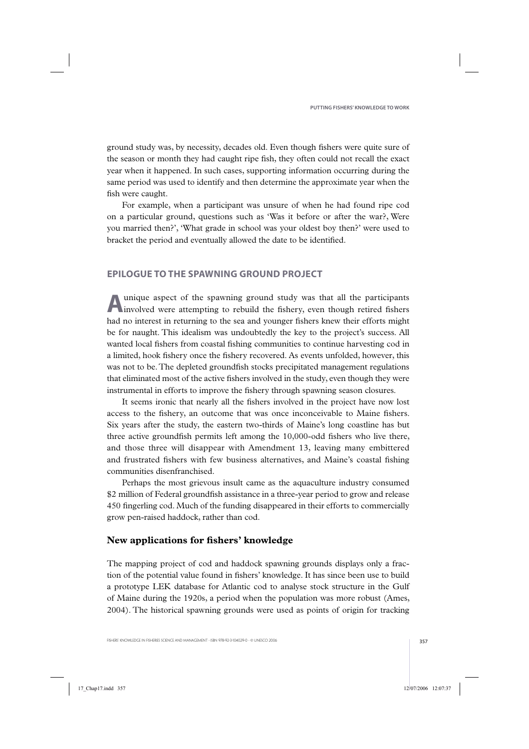ground study was, by necessity, decades old. Even though fishers were quite sure of the season or month they had caught ripe fish, they often could not recall the exact year when it happened. In such cases, supporting information occurring during the same period was used to identify and then determine the approximate year when the fish were caught.

For example, when a participant was unsure of when he had found ripe cod on a particular ground, questions such as 'Was it before or after the war?, Were you married then?', 'What grade in school was your oldest boy then?' were used to bracket the period and eventually allowed the date to be identified.

## EPILOGUE TO THE SPAWNING GROUND PROJECT

A unique aspect of the spawning ground study was that all the participants involved were attempting to rebuild the fishery, even though retired fishers had no interest in returning to the sea and younger fishers knew their efforts might be for naught. This idealism was undoubtedly the key to the project's success. All wanted local fishers from coastal fishing communities to continue harvesting cod in a limited, hook fishery once the fishery recovered. As events unfolded, however, this was not to be. The depleted groundfish stocks precipitated management regulations that eliminated most of the active fishers involved in the study, even though they were instrumental in efforts to improve the fishery through spawning season closures.

It seems ironic that nearly all the fishers involved in the project have now lost access to the fishery, an outcome that was once inconceivable to Maine fishers. Six years after the study, the eastern two-thirds of Maine's long coastline has but three active groundfish permits left among the 10,000-odd fishers who live there, and those three will disappear with Amendment 13, leaving many embittered and frustrated fishers with few business alternatives, and Maine's coastal fishing communities disenfranchised.

Perhaps the most grievous insult came as the aquaculture industry consumed $2 million of Federal groundfish assistance in a three-year period to grow and release 450 fingerling cod. Much of the funding disappeared in their efforts to commercially grow pen-raised haddock, rather than cod.

### New applications for fishers' knowledge

The mapping project of cod and haddock spawning grounds displays only a fraction of the potential value found in fishers' knowledge. It has since been use to build a prototype LEK database for Atlantic cod to analyse stock structure in the Gulf of Maine during the 1920s, a period when the population was more robust (Ames, 2004). The historical spawning grounds were used as points of origin for tracking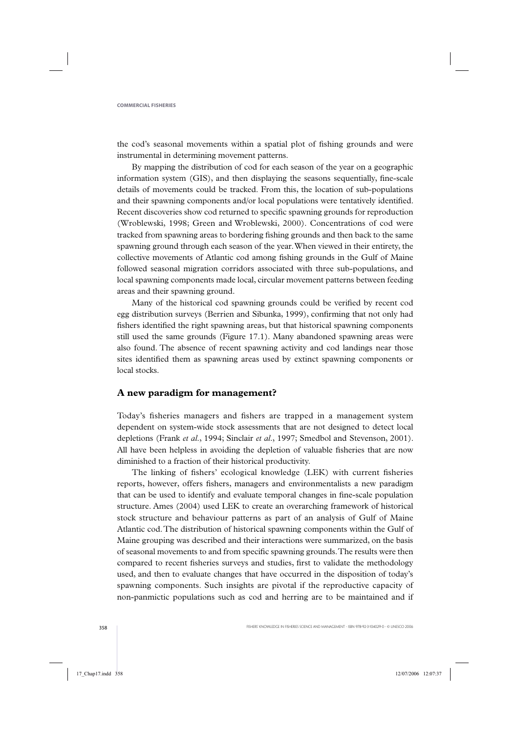the cod's seasonal movements within a spatial plot of fishing grounds and were instrumental in determining movement patterns.

By mapping the distribution of cod for each season of the year on a geographic information system (GIS), and then displaying the seasons sequentially, fine-scale details of movements could be tracked. From this, the location of sub-populations and their spawning components and/or local populations were tentatively identified. Recent discoveries show cod returned to specific spawning grounds for reproduction (Wroblewski, 1998; Green and Wroblewski, 2000). Concentrations of cod were tracked from spawning areas to bordering fishing grounds and then back to the same spawning ground through each season of the year. When viewed in their entirety, the collective movements of Atlantic cod among fishing grounds in the Gulf of Maine followed seasonal migration corridors associated with three sub-populations, and local spawning components made local, circular movement patterns between feeding areas and their spawning ground.

Many of the historical cod spawning grounds could be verified by recent cod egg distribution surveys (Berrien and Sibunka, 1999), confirming that not only had fishers identified the right spawning areas, but that historical spawning components still used the same grounds (Figure 17.1). Many abandoned spawning areas were also found. The absence of recent spawning activity and cod landings near those sites identified them as spawning areas used by extinct spawning components or local stocks.

## A new paradigm for management?

Today's fisheries managers and fishers are trapped in a management system dependent on system-wide stock assessments that are not designed to detect local depletions (Frank *et al.*, 1994; Sinclair *et al.*, 1997; Smedbol and Stevenson, 2001). All have been helpless in avoiding the depletion of valuable fisheries that are now diminished to a fraction of their historical productivity.

The linking of fishers' ecological knowledge (LEK) with current fisheries reports, however, offers fishers, managers and environmentalists a new paradigm that can be used to identify and evaluate temporal changes in fine-scale population structure. Ames (2004) used LEK to create an overarching framework of historical stock structure and behaviour patterns as part of an analysis of Gulf of Maine Atlantic cod. The distribution of historical spawning components within the Gulf of Maine grouping was described and their interactions were summarized, on the basis of seasonal movements to and from specific spawning grounds. The results were then compared to recent fisheries surveys and studies, first to validate the methodology used, and then to evaluate changes that have occurred in the disposition of today's spawning components. Such insights are pivotal if the reproductive capacity of non-panmictic populations such as cod and herring are to be maintained and if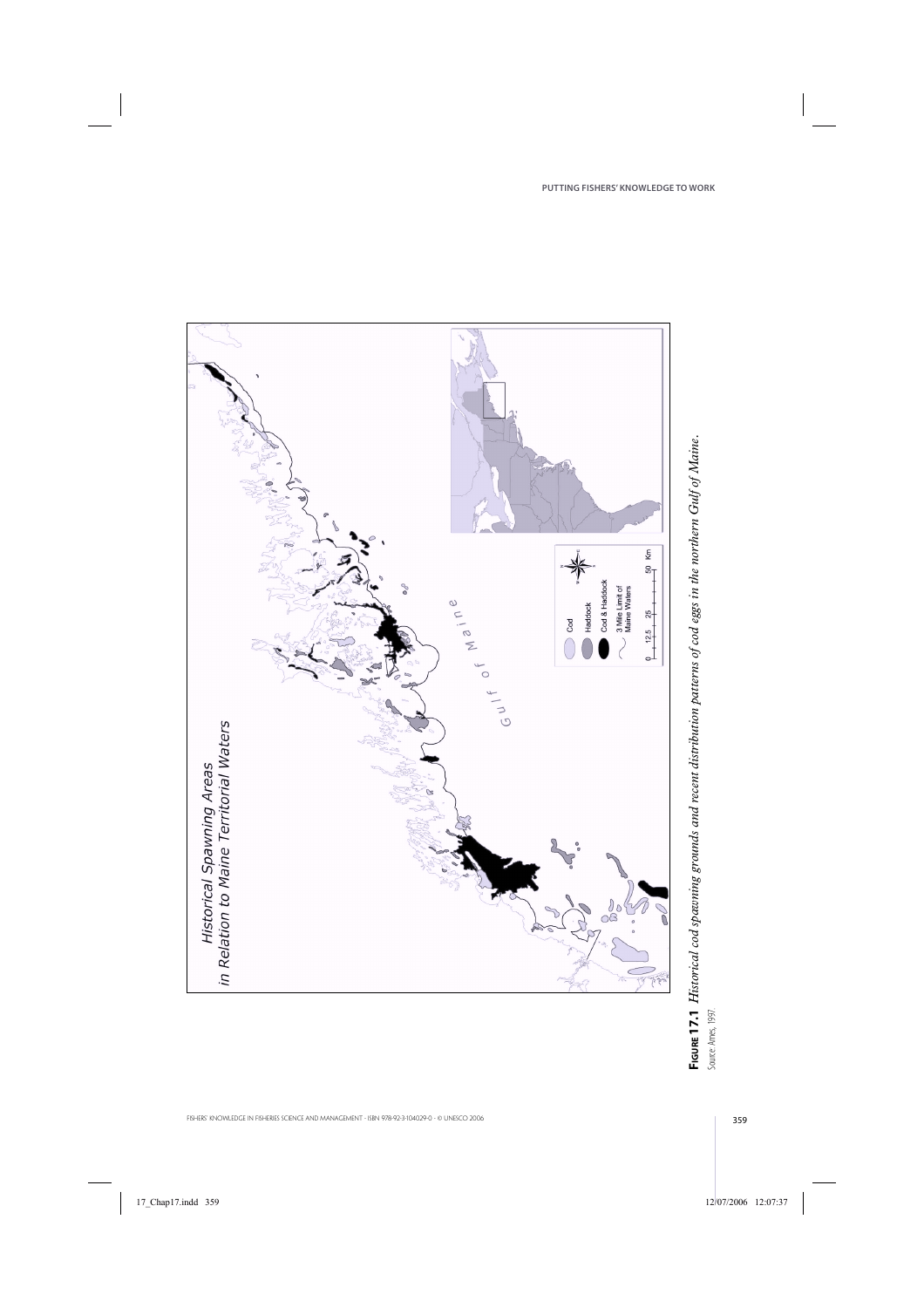**Figure 17.1** *Historical cod spawning grounds and recent distribution patterns of cod eggs in the northern Gulf of Maine.*

*Source: Ames, 1997.*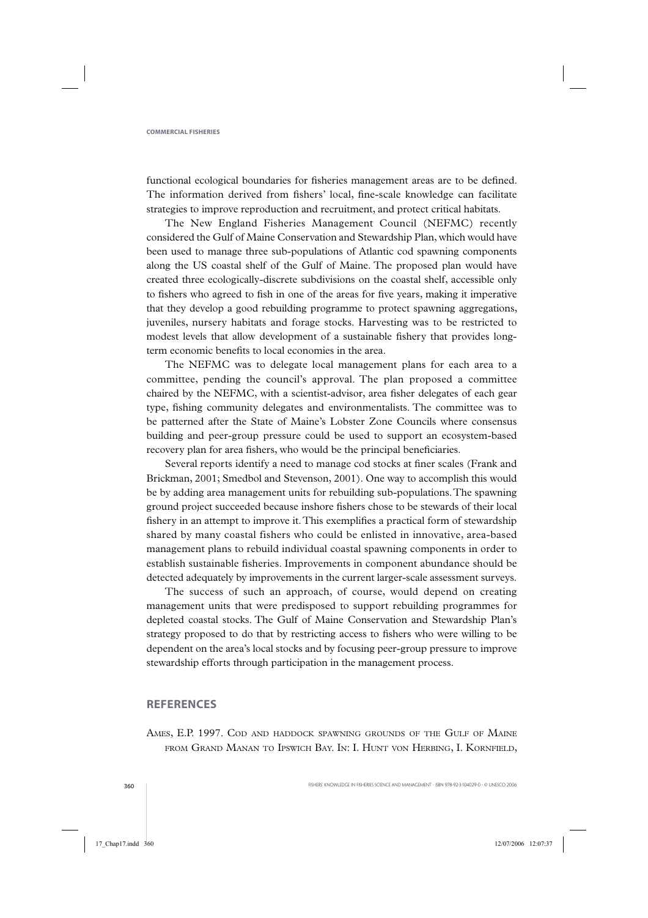functional ecological boundaries for fisheries management areas are to be defined. The information derived from fishers' local, fine-scale knowledge can facilitate strategies to improve reproduction and recruitment, and protect critical habitats.

The New England Fisheries Management Council (NEFMC) recently considered the Gulf of Maine Conservation and Stewardship Plan, which would have been used to manage three sub-populations of Atlantic cod spawning components along the US coastal shelf of the Gulf of Maine. The proposed plan would have created three ecologically-discrete subdivisions on the coastal shelf, accessible only to fishers who agreed to fish in one of the areas for five years, making it imperative that they develop a good rebuilding programme to protect spawning aggregations, juveniles, nursery habitats and forage stocks. Harvesting was to be restricted to modest levels that allow development of a sustainable fishery that provides long-term economic benefits to local economies in the area.

The NEFMC was to delegate local management plans for each area to a committee, pending the council's approval. The plan proposed a committee chaired by the NEFMC, with a scientist-advisor, area fisher delegates of each gear type, fishing community delegates and environmentalists. The committee was to be patterned after the State of Maine's Lobster Zone Councils where consensus building and peer-group pressure could be used to support an ecosystem-based recovery plan for area fishers, who would be the principal beneficiaries.

Several reports identify a need to manage cod stocks at finer scales (Frank and Brickman, 2001; Smedbol and Stevenson, 2001). One way to accomplish this would be by adding area management units for rebuilding sub-populations. The spawning ground project succeeded because inshore fishers chose to be stewards of their local fishery in an attempt to improve it. This exemplifies a practical form of stewardship shared by many coastal fishers who could be enlisted in innovative, area-based management plans to rebuild individual coastal spawning components in order to establish sustainable fisheries. Improvements in component abundance should be detected adequately by improvements in the current larger-scale assessment surveys.

The success of such an approach, of course, would depend on creating management units that were predisposed to support rebuilding programmes for depleted coastal stocks. The Gulf of Maine Conservation and Stewardship Plan's strategy proposed to do that by restricting access to fishers who were willing to be dependent on the area's local stocks and by focusing peer-group pressure to improve stewardship efforts through participation in the management process.

## REFERENCES

Ames, E.P. 1997. Cod and haddock spawning grounds of the Gulf of Maine from Grand Manan to Ipswich Bay. In: I. Hunt von Herbing, I. Kornfield,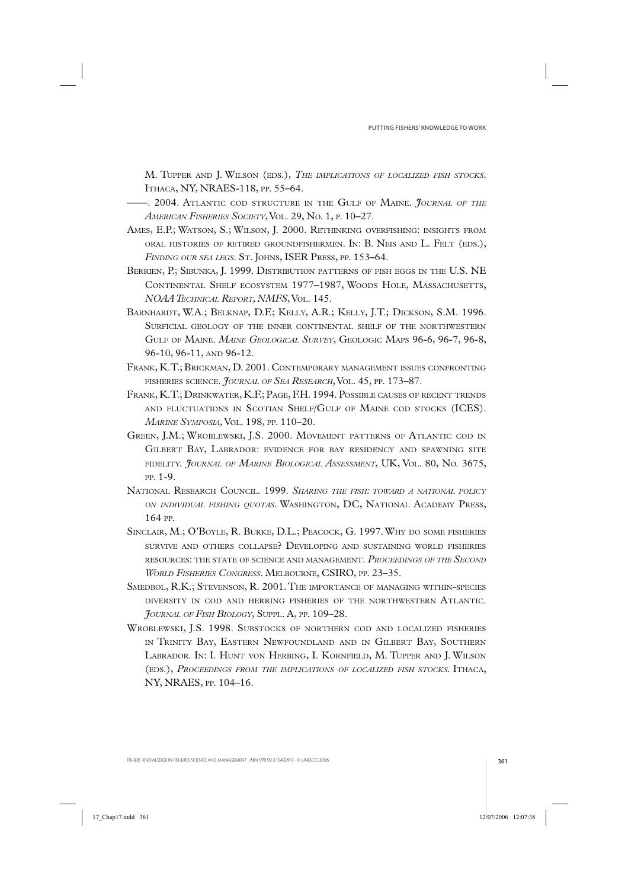M. Tupper and J. Wilson (eds.), *The implications of localized fish stocks*. Ithaca, NY, NRAES-118, pp. 55–64.

——. 2004. Atlantic cod structure in the Gulf of Maine. *Journal of the American Fisheries Society*, Vol. 29, No. 1, p. 10–27.

Ames, E.P.; Watson, S.; Wilson, J. 2000. Rethinking overfishing: insights from oral histories of retired groundfishermen. In: B. Neis and L. Felt (eds.), *Finding our sea legs*. St. Johns, ISER Press, pp. 153–64.

Berrien, P.; Sibunka, J. 1999. Distribution patterns of fish eggs in the U.S. NE Continental Shelf ecosystem 1977–1987, Woods Hole, Massachusetts, *NOAA Technical Report, NMFS*, Vol. 145.

Barnhardt, W.A.; Belknap, D.F.; Kelly, A.R.; Kelly, J.T.; Dickson, S.M. 1996. Surficial geology of the inner continental shelf of the northwestern Gulf of Maine. *Maine Geological Survey*, Geologic Maps 96-6, 96-7, 96-8, 96-10, 96-11, and 96-12.

Frank, K.T.; Brickman, D. 2001. Contemporary management issues confronting fisheries science. *Journal of Sea Research*, Vol. 45, pp. 173–87.

Frank, K.T.; Drinkwater, K.F.; Page, F.H. 1994. Possible causes of recent trends and fluctuations in Scotian Shelf/Gulf of Maine cod stocks (ICES). *Marine Symposia*, Vol. 198, pp. 110–20.

Green, J.M.; Wroblewski, J.S. 2000. Movement patterns of Atlantic cod in Gilbert Bay, Labrador: evidence for bay residency and spawning site fidelity. *Journal of Marine Biological Assessment*, UK, Vol. 80, No. 3675, pp. 1-9.

National Research Council. 1999. *Sharing the fish: toward a national policy on individual fishing quotas*. Washington, DC, National Academy Press, 164 pp.

Sinclair, M.; O'Boyle, R. Burke, D.L.; Peacock, G. 1997. Why do some fisheries survive and others collapse? Developing and sustaining world fisheries resources: the state of science and management. *Proceedings of the Second World Fisheries Congress*. Melbourne, CSIRO, pp. 23–35.

Smedbol, R.K.; Stevenson, R. 2001. The importance of managing within-species diversity in cod and herring fisheries of the northwestern Atlantic. *Journal of Fish Biology*, Suppl. A, pp. 109–28.

Wroblewski, J.S. 1998. Substocks of northern cod and localized fisheries in Trinity Bay, Eastern Newfoundland and in Gilbert Bay, Southern Labrador. In: I. Hunt von Herbing, I. Kornfield, M. Tupper and J. Wilson (eds.), *Proceedings from the implications of localized fish stocks*. Ithaca, NY, NRAES, pp. 104–16.